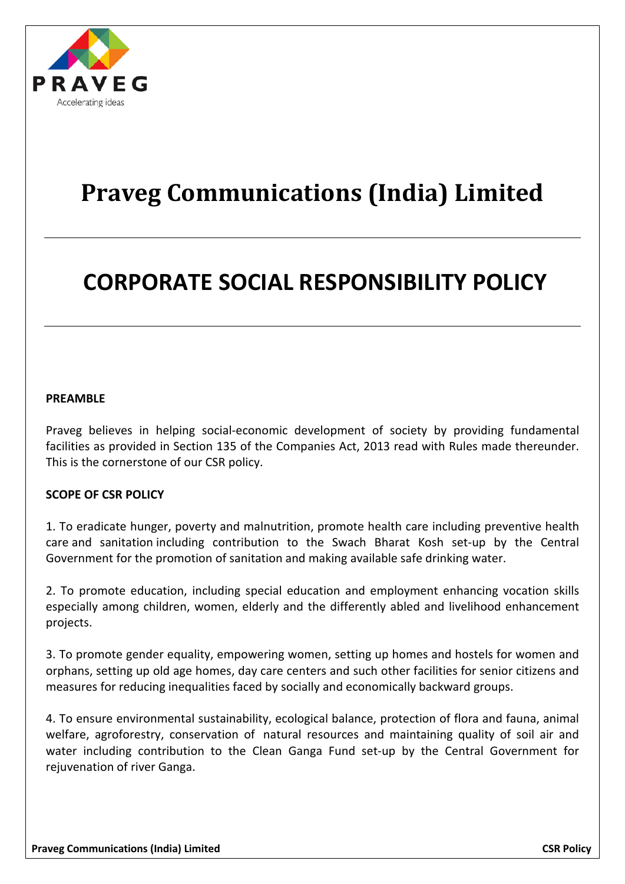PRAVEG

Accelerating ideas

# Praveg Communications (India) Limited

## CORPORATE SOCIAL RESPONSIBILITY POLICY

**PREAMBLE**

Praveg believes in helping social-economic development of society by providing fundamental facilities as provided in Section 135 of the Companies Act, 2013 read with Rules made thereunder. This is the cornerstone of our CSR policy.

**SCOPE OF CSR POLICY**

1. To eradicate hunger, poverty and malnutrition, promote health care including preventive health care and sanitation including contribution to the Swach Bharat Kosh set-up by the Central Government for the promotion of sanitation and making available safe drinking water.

2. To promote education, including special education and employment enhancing vocation skills especially among children, women, elderly and the differently abled and livelihood enhancement projects.

3. To promote gender equality, empowering women, setting up homes and hostels for women and orphans, setting up old age homes, day care centers and such other facilities for senior citizens and measures for reducing inequalities faced by socially and economically backward groups.

4. To ensure environmental sustainability, ecological balance, protection of flora and fauna, animal welfare, agroforestry, conservation of natural resources and maintaining quality of soil air and water including contribution to the Clean Ganga Fund set-up by the Central Government for rejuvenation of river Ganga.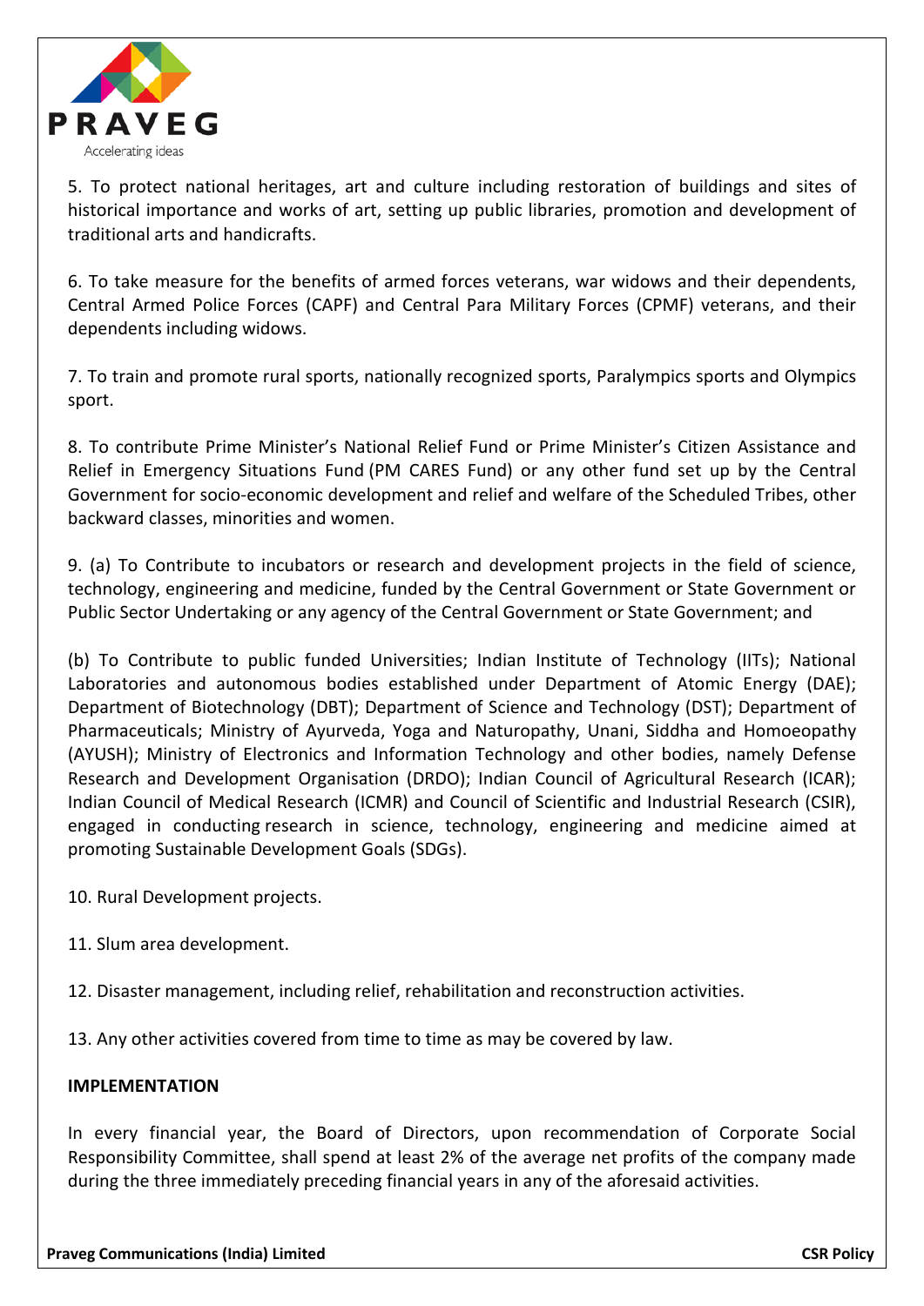5. To protect national heritages, art and culture including restoration of buildings and sites of historical importance and works of art, setting up public libraries, promotion and development of traditional arts and handicrafts.

6. To take measure for the benefits of armed forces veterans, war widows and their dependents, Central Armed Police Forces (CAPF) and Central Para Military Forces (CPMF) veterans, and their dependents including widows.

7. To train and promote rural sports, nationally recognized sports, Paralympics sports and Olympics sport.

8. To contribute Prime Minister's National Relief Fund or Prime Minister's Citizen Assistance and Relief in Emergency Situations Fund (PM CARES Fund) or any other fund set up by the Central Government for socio-economic development and relief and welfare of the Scheduled Tribes, other backward classes, minorities and women.

9. (a) To Contribute to incubators or research and development projects in the field of science, technology, engineering and medicine, funded by the Central Government or State Government or Public Sector Undertaking or any agency of the Central Government or State Government; and

(b) To Contribute to public funded Universities; Indian Institute of Technology (IITs); National Laboratories and autonomous bodies established under Department of Atomic Energy (DAE); Department of Biotechnology (DBT); Department of Science and Technology (DST); Department of Pharmaceuticals; Ministry of Ayurveda, Yoga and Naturopathy, Unani, Siddha and Homoeopathy (AYUSH); Ministry of Electronics and Information Technology and other bodies, namely Defense Research and Development Organisation (DRDO); Indian Council of Agricultural Research (ICAR); Indian Council of Medical Research (ICMR) and Council of Scientific and Industrial Research (CSIR), engaged in conducting research in science, technology, engineering and medicine aimed at promoting Sustainable Development Goals (SDGs).

10. Rural Development projects.

11. Slum area development.

12. Disaster management, including relief, rehabilitation and reconstruction activities.

13. Any other activities covered from time to time as may be covered by law.

**IMPLEMENTATION**

In every financial year, the Board of Directors, upon recommendation of Corporate Social Responsibility Committee, shall spend at least 2% of the average net profits of the company made during the three immediately preceding financial years in any of the aforesaid activities.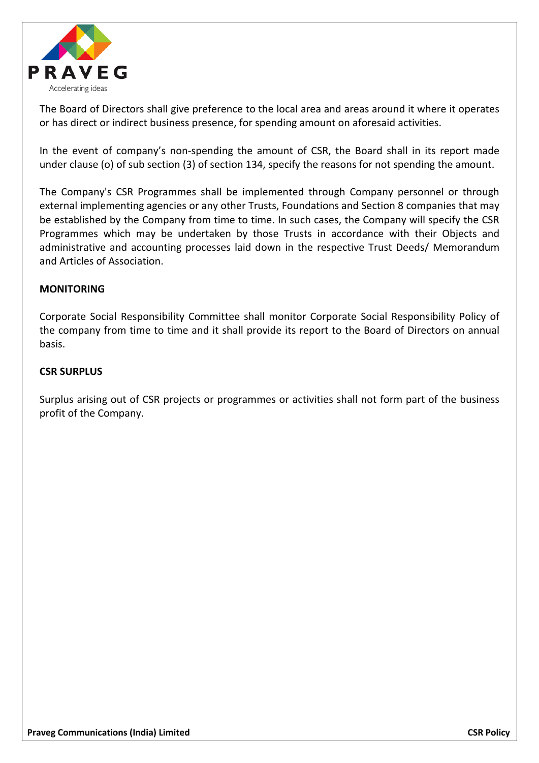The Board of Directors shall give preference to the local area and areas around it where it operates or has direct or indirect business presence, for spending amount on aforesaid activities.

In the event of company's non-spending the amount of CSR, the Board shall in its report made under clause (o) of sub section (3) of section 134, specify the reasons for not spending the amount.

The Company's CSR Programmes shall be implemented through Company personnel or through external implementing agencies or any other Trusts, Foundations and Section 8 companies that may be established by the Company from time to time. In such cases, the Company will specify the CSR Programmes which may be undertaken by those Trusts in accordance with their Objects and administrative and accounting processes laid down in the respective Trust Deeds/ Memorandum and Articles of Association.

**MONITORING**

Corporate Social Responsibility Committee shall monitor Corporate Social Responsibility Policy of the company from time to time and it shall provide its report to the Board of Directors on annual basis.

**CSR SURPLUS**

Surplus arising out of CSR projects or programmes or activities shall not form part of the business profit of the Company.